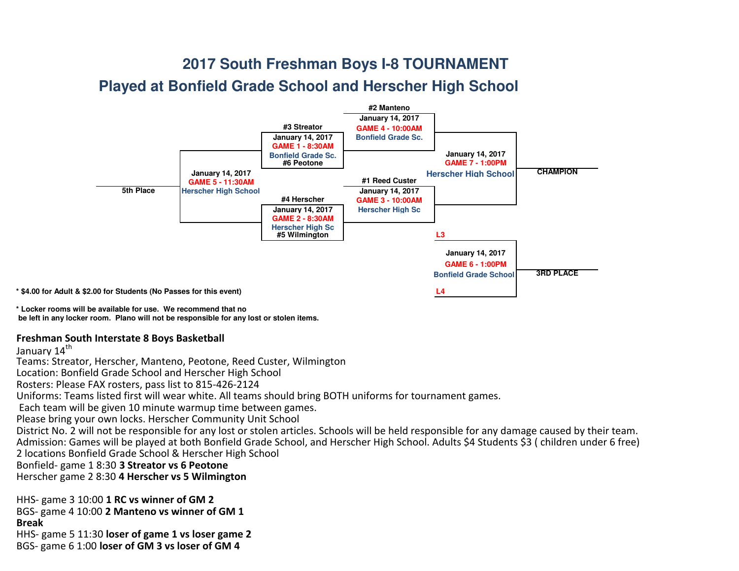# 2017 South Freshman Boys I-8 TOURNAMENT

## Played at Bonfield Grade School and Herscher High School

#2 Manteno
January 14, 2017
GAME 4 - 10:00AM
Bonfield Grade Sc.

#3 Streator
January 14, 2017
GAME 1 - 8:30AM
Bonfield Grade Sc.
#6 Peotone

January 14, 2017
GAME 7 - 1:00PM
Herscher High School

CHAMPION

January 14, 2017
GAME 5 - 11:30AM
Herscher High School

5th Place

#1 Reed Custer
January 14, 2017
GAME 3 - 10:00AM
Herscher High Sc

#4 Herscher
January 14, 2017
GAME 2 - 8:30AM
Herscher High Sc
#5 Wilmington

L3
January 14, 2017
GAME 6 - 1:00PM
Bonfield Grade School
L4

3RD PLACE

\* $4.00 for Adult & $2.00 for Students (No Passes for this event)

\* Locker rooms will be available for use. We recommend that no be left in any locker room. Plano will not be responsible for any lost or stolen items.

**Freshman South Interstate 8 Boys Basketball**

January 14th

Teams: Streator, Herscher, Manteno, Peotone, Reed Custer, Wilmington

Location: Bonfield Grade School and Herscher High School

Rosters: Please FAX rosters, pass list to 815-426-2124

Uniforms: Teams listed first will wear white. All teams should bring BOTH uniforms for tournament games.

Each team will be given 10 minute warmup time between games.

Please bring your own locks. Herscher Community Unit School District No. 2 will not be responsible for any lost or stolen articles. Schools will be held responsible for any damage caused by their team.

Admission: Games will be played at both Bonfield Grade School, and Herscher High School. Adults $4 Students $3 ( children under 6 free)

2 locations Bonfield Grade School & Herscher High School

Bonfield- game 1 8:30 **3 Streator vs 6 Peotone**

Herscher game 2 8:30 **4 Herscher vs 5 Wilmington**

HHS- game 3 10:00 **1 RC vs winner of GM 2**

BGS- game 4 10:00 **2 Manteno vs winner of GM 1**

**Break**

HHS- game 5 11:30 **loser of game 1 vs loser game 2**

BGS- game 6 1:00 **loser of GM 3 vs loser of GM 4**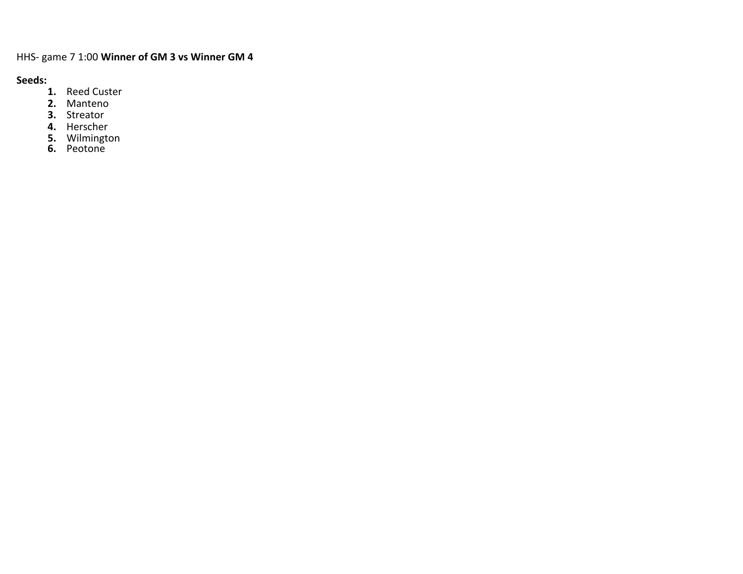HHS- game 7 1:00 **Winner of GM 3 vs Winner GM 4**

**Seeds:**

1. Reed Custer
2. Manteno
3. Streator
4. Herscher
5. Wilmington
6. Peotone